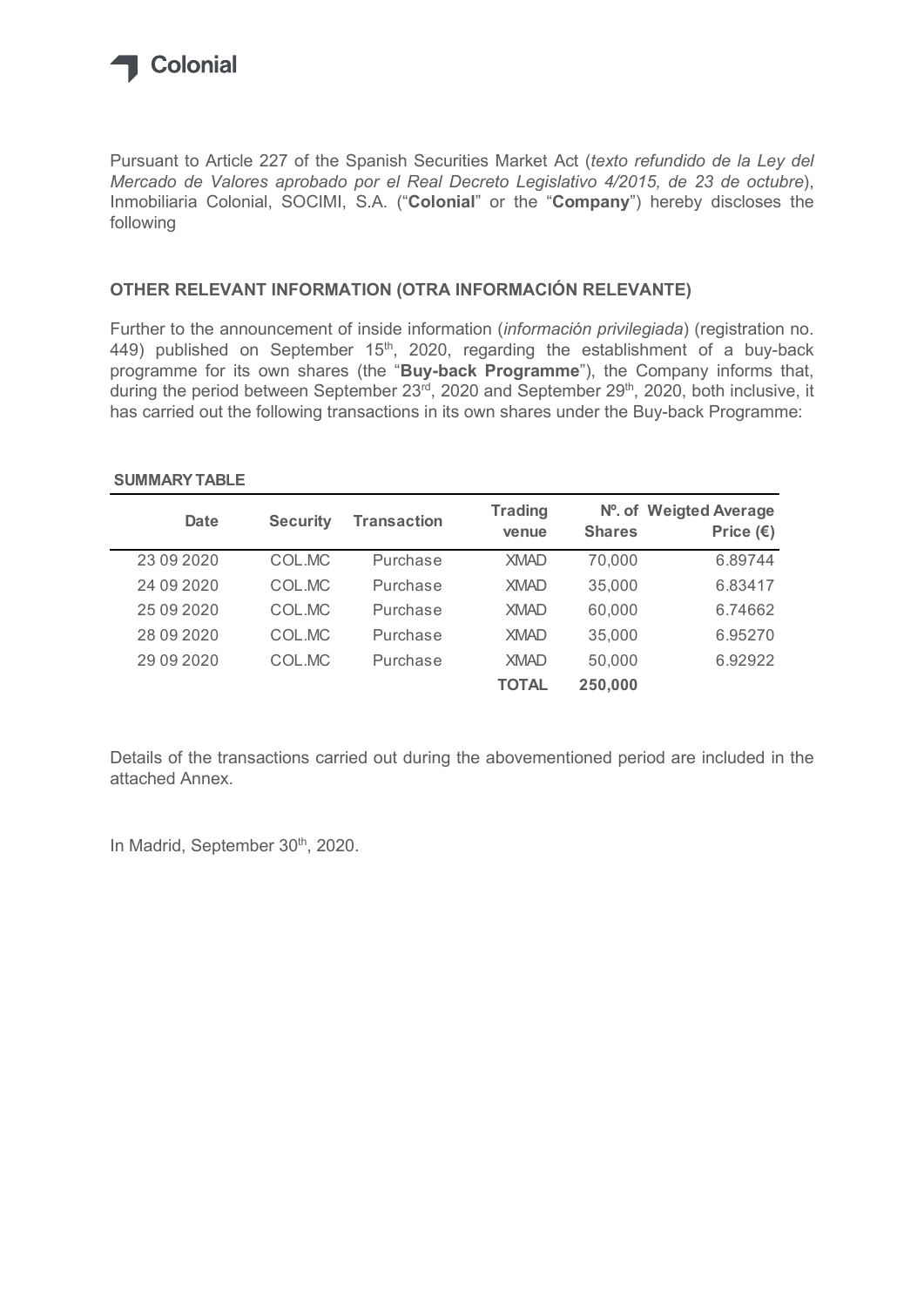Colonial

Pursuant to Article 227 of the Spanish Securities Market Act (*texto refundido de la Ley del Mercado de Valores aprobado por el Real Decreto Legislativo 4/2015, de 23 de octubre*), Inmobiliaria Colonial, SOCIMI, S.A. ("**Colonial**" or the "**Company**") hereby discloses the following

## OTHER RELEVANT INFORMATION (OTRA INFORMACIÓN RELEVANTE)

Further to the announcement of inside information (*información privilegiada*) (registration no. 449) published on September 15th, 2020, regarding the establishment of a buy-back programme for its own shares (the "**Buy-back Programme**"), the Company informs that, during the period between September 23rd, 2020 and September 29th, 2020, both inclusive, it has carried out the following transactions in its own shares under the Buy-back Programme:

**SUMMARY TABLE**

| Date | Security | Transaction | Trading venue | Nº. of Shares | Weigted Average Price (€) |
|---|---|---|---|---|---|
| 23 09 2020 | COL.MC | Purchase | XMAD | 70,000 | 6.89744 |
| 24 09 2020 | COL.MC | Purchase | XMAD | 35,000 | 6.83417 |
| 25 09 2020 | COL.MC | Purchase | XMAD | 60,000 | 6.74662 |
| 28 09 2020 | COL.MC | Purchase | XMAD | 35,000 | 6.95270 |
| 29 09 2020 | COL.MC | Purchase | XMAD | 50,000 | 6.92922 |
| | | | **TOTAL** | **250,000** | |

Details of the transactions carried out during the abovementioned period are included in the attached Annex.

In Madrid, September 30th, 2020.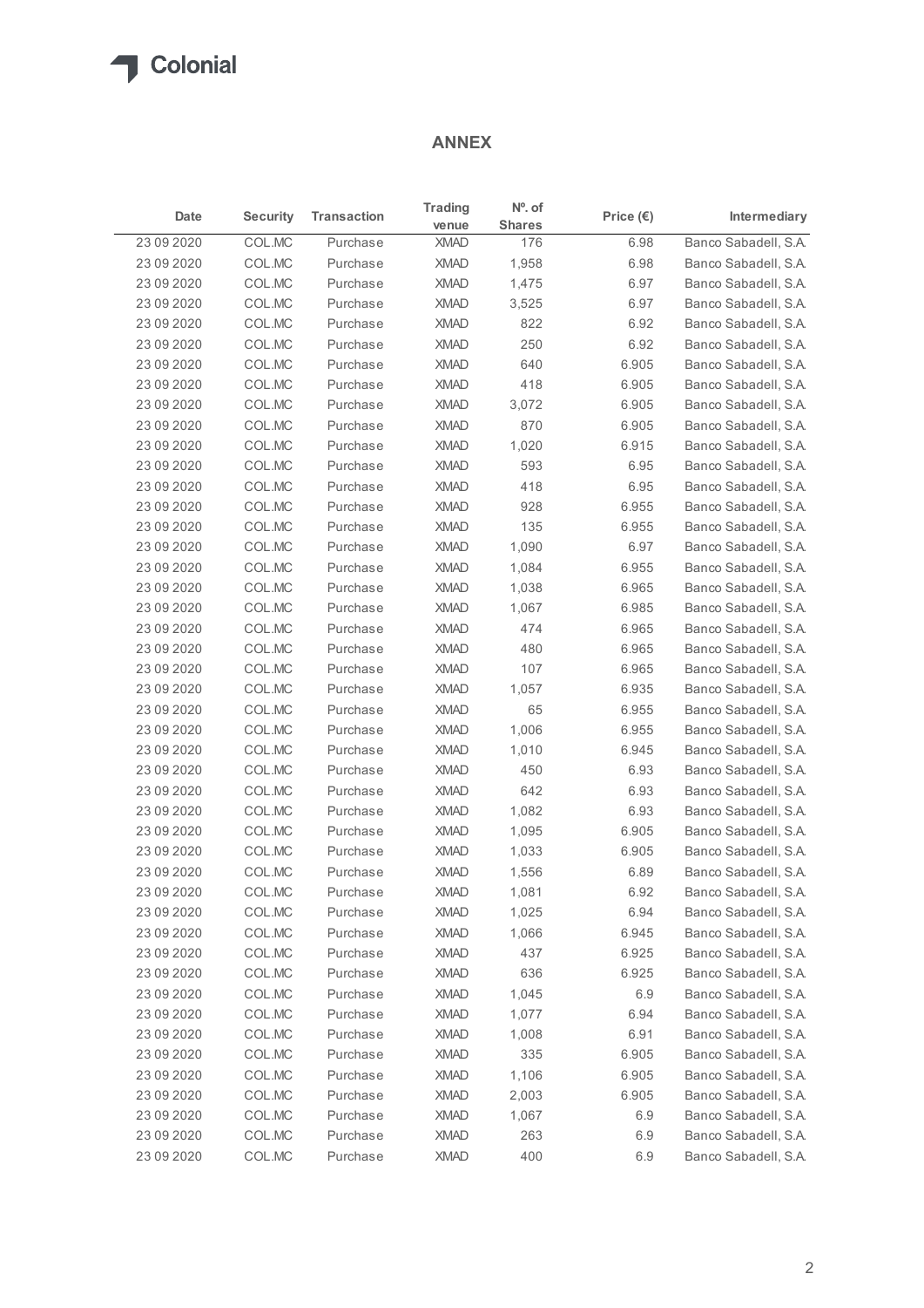## ANNEX

| Date | Security | Transaction | Trading venue | Nº. of Shares | Price (€) | Intermediary |
|---|---|---|---|---|---|---|
| 23 09 2020 | COL.MC | Purchase | XMAD | 176 | 6.98 | Banco Sabadell, S.A. |
| 23 09 2020 | COL.MC | Purchase | XMAD | 1,958 | 6.98 | Banco Sabadell, S.A. |
| 23 09 2020 | COL.MC | Purchase | XMAD | 1,475 | 6.97 | Banco Sabadell, S.A. |
| 23 09 2020 | COL.MC | Purchase | XMAD | 3,525 | 6.97 | Banco Sabadell, S.A. |
| 23 09 2020 | COL.MC | Purchase | XMAD | 822 | 6.92 | Banco Sabadell, S.A. |
| 23 09 2020 | COL.MC | Purchase | XMAD | 250 | 6.92 | Banco Sabadell, S.A. |
| 23 09 2020 | COL.MC | Purchase | XMAD | 640 | 6.905 | Banco Sabadell, S.A. |
| 23 09 2020 | COL.MC | Purchase | XMAD | 418 | 6.905 | Banco Sabadell, S.A. |
| 23 09 2020 | COL.MC | Purchase | XMAD | 3,072 | 6.905 | Banco Sabadell, S.A. |
| 23 09 2020 | COL.MC | Purchase | XMAD | 870 | 6.905 | Banco Sabadell, S.A. |
| 23 09 2020 | COL.MC | Purchase | XMAD | 1,020 | 6.915 | Banco Sabadell, S.A. |
| 23 09 2020 | COL.MC | Purchase | XMAD | 593 | 6.95 | Banco Sabadell, S.A. |
| 23 09 2020 | COL.MC | Purchase | XMAD | 418 | 6.95 | Banco Sabadell, S.A. |
| 23 09 2020 | COL.MC | Purchase | XMAD | 928 | 6.955 | Banco Sabadell, S.A. |
| 23 09 2020 | COL.MC | Purchase | XMAD | 135 | 6.955 | Banco Sabadell, S.A. |
| 23 09 2020 | COL.MC | Purchase | XMAD | 1,090 | 6.97 | Banco Sabadell, S.A. |
| 23 09 2020 | COL.MC | Purchase | XMAD | 1,084 | 6.955 | Banco Sabadell, S.A. |
| 23 09 2020 | COL.MC | Purchase | XMAD | 1,038 | 6.965 | Banco Sabadell, S.A. |
| 23 09 2020 | COL.MC | Purchase | XMAD | 1,067 | 6.985 | Banco Sabadell, S.A. |
| 23 09 2020 | COL.MC | Purchase | XMAD | 474 | 6.965 | Banco Sabadell, S.A. |
| 23 09 2020 | COL.MC | Purchase | XMAD | 480 | 6.965 | Banco Sabadell, S.A. |
| 23 09 2020 | COL.MC | Purchase | XMAD | 107 | 6.965 | Banco Sabadell, S.A. |
| 23 09 2020 | COL.MC | Purchase | XMAD | 1,057 | 6.935 | Banco Sabadell, S.A. |
| 23 09 2020 | COL.MC | Purchase | XMAD | 65 | 6.955 | Banco Sabadell, S.A. |
| 23 09 2020 | COL.MC | Purchase | XMAD | 1,006 | 6.955 | Banco Sabadell, S.A. |
| 23 09 2020 | COL.MC | Purchase | XMAD | 1,010 | 6.945 | Banco Sabadell, S.A. |
| 23 09 2020 | COL.MC | Purchase | XMAD | 450 | 6.93 | Banco Sabadell, S.A. |
| 23 09 2020 | COL.MC | Purchase | XMAD | 642 | 6.93 | Banco Sabadell, S.A. |
| 23 09 2020 | COL.MC | Purchase | XMAD | 1,082 | 6.93 | Banco Sabadell, S.A. |
| 23 09 2020 | COL.MC | Purchase | XMAD | 1,095 | 6.905 | Banco Sabadell, S.A. |
| 23 09 2020 | COL.MC | Purchase | XMAD | 1,033 | 6.905 | Banco Sabadell, S.A. |
| 23 09 2020 | COL.MC | Purchase | XMAD | 1,556 | 6.89 | Banco Sabadell, S.A. |
| 23 09 2020 | COL.MC | Purchase | XMAD | 1,081 | 6.92 | Banco Sabadell, S.A. |
| 23 09 2020 | COL.MC | Purchase | XMAD | 1,025 | 6.94 | Banco Sabadell, S.A. |
| 23 09 2020 | COL.MC | Purchase | XMAD | 1,066 | 6.945 | Banco Sabadell, S.A. |
| 23 09 2020 | COL.MC | Purchase | XMAD | 437 | 6.925 | Banco Sabadell, S.A. |
| 23 09 2020 | COL.MC | Purchase | XMAD | 636 | 6.925 | Banco Sabadell, S.A. |
| 23 09 2020 | COL.MC | Purchase | XMAD | 1,045 | 6.9 | Banco Sabadell, S.A. |
| 23 09 2020 | COL.MC | Purchase | XMAD | 1,077 | 6.94 | Banco Sabadell, S.A. |
| 23 09 2020 | COL.MC | Purchase | XMAD | 1,008 | 6.91 | Banco Sabadell, S.A. |
| 23 09 2020 | COL.MC | Purchase | XMAD | 335 | 6.905 | Banco Sabadell, S.A. |
| 23 09 2020 | COL.MC | Purchase | XMAD | 1,106 | 6.905 | Banco Sabadell, S.A. |
| 23 09 2020 | COL.MC | Purchase | XMAD | 2,003 | 6.905 | Banco Sabadell, S.A. |
| 23 09 2020 | COL.MC | Purchase | XMAD | 1,067 | 6.9 | Banco Sabadell, S.A. |
| 23 09 2020 | COL.MC | Purchase | XMAD | 263 | 6.9 | Banco Sabadell, S.A. |
| 23 09 2020 | COL.MC | Purchase | XMAD | 400 | 6.9 | Banco Sabadell, S.A. |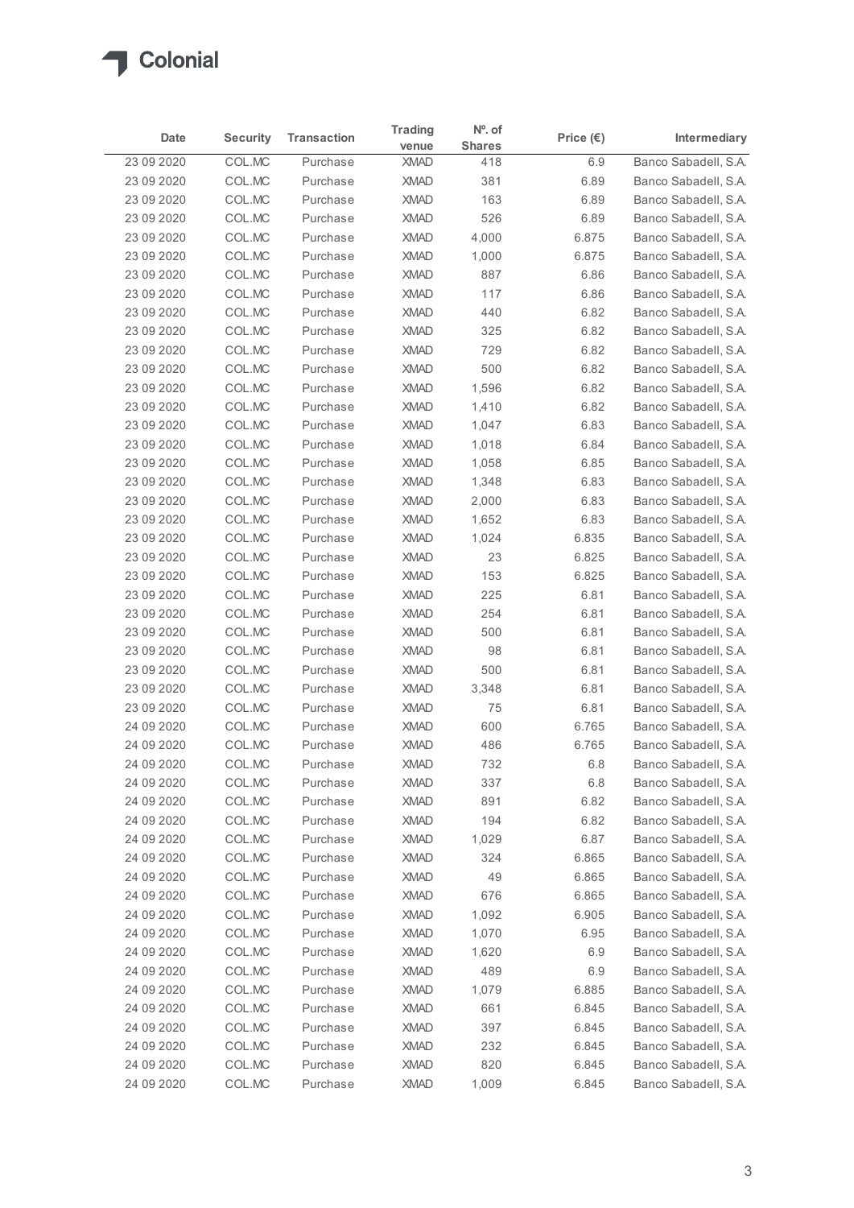| Date | Security | Transaction | Trading venue | Nº. of Shares | Price (€) | Intermediary |
|---|---|---|---|---|---|---|
| 23 09 2020 | COL.MC | Purchase | XMAD | 418 | 6.9 | Banco Sabadell, S.A. |
| 23 09 2020 | COL.MC | Purchase | XMAD | 381 | 6.89 | Banco Sabadell, S.A. |
| 23 09 2020 | COL.MC | Purchase | XMAD | 163 | 6.89 | Banco Sabadell, S.A. |
| 23 09 2020 | COL.MC | Purchase | XMAD | 526 | 6.89 | Banco Sabadell, S.A. |
| 23 09 2020 | COL.MC | Purchase | XMAD | 4,000 | 6.875 | Banco Sabadell, S.A. |
| 23 09 2020 | COL.MC | Purchase | XMAD | 1,000 | 6.875 | Banco Sabadell, S.A. |
| 23 09 2020 | COL.MC | Purchase | XMAD | 887 | 6.86 | Banco Sabadell, S.A. |
| 23 09 2020 | COL.MC | Purchase | XMAD | 117 | 6.86 | Banco Sabadell, S.A. |
| 23 09 2020 | COL.MC | Purchase | XMAD | 440 | 6.82 | Banco Sabadell, S.A. |
| 23 09 2020 | COL.MC | Purchase | XMAD | 325 | 6.82 | Banco Sabadell, S.A. |
| 23 09 2020 | COL.MC | Purchase | XMAD | 729 | 6.82 | Banco Sabadell, S.A. |
| 23 09 2020 | COL.MC | Purchase | XMAD | 500 | 6.82 | Banco Sabadell, S.A. |
| 23 09 2020 | COL.MC | Purchase | XMAD | 1,596 | 6.82 | Banco Sabadell, S.A. |
| 23 09 2020 | COL.MC | Purchase | XMAD | 1,410 | 6.82 | Banco Sabadell, S.A. |
| 23 09 2020 | COL.MC | Purchase | XMAD | 1,047 | 6.83 | Banco Sabadell, S.A. |
| 23 09 2020 | COL.MC | Purchase | XMAD | 1,018 | 6.84 | Banco Sabadell, S.A. |
| 23 09 2020 | COL.MC | Purchase | XMAD | 1,058 | 6.85 | Banco Sabadell, S.A. |
| 23 09 2020 | COL.MC | Purchase | XMAD | 1,348 | 6.83 | Banco Sabadell, S.A. |
| 23 09 2020 | COL.MC | Purchase | XMAD | 2,000 | 6.83 | Banco Sabadell, S.A. |
| 23 09 2020 | COL.MC | Purchase | XMAD | 1,652 | 6.83 | Banco Sabadell, S.A. |
| 23 09 2020 | COL.MC | Purchase | XMAD | 1,024 | 6.835 | Banco Sabadell, S.A. |
| 23 09 2020 | COL.MC | Purchase | XMAD | 23 | 6.825 | Banco Sabadell, S.A. |
| 23 09 2020 | COL.MC | Purchase | XMAD | 153 | 6.825 | Banco Sabadell, S.A. |
| 23 09 2020 | COL.MC | Purchase | XMAD | 225 | 6.81 | Banco Sabadell, S.A. |
| 23 09 2020 | COL.MC | Purchase | XMAD | 254 | 6.81 | Banco Sabadell, S.A. |
| 23 09 2020 | COL.MC | Purchase | XMAD | 500 | 6.81 | Banco Sabadell, S.A. |
| 23 09 2020 | COL.MC | Purchase | XMAD | 98 | 6.81 | Banco Sabadell, S.A. |
| 23 09 2020 | COL.MC | Purchase | XMAD | 500 | 6.81 | Banco Sabadell, S.A. |
| 23 09 2020 | COL.MC | Purchase | XMAD | 3,348 | 6.81 | Banco Sabadell, S.A. |
| 23 09 2020 | COL.MC | Purchase | XMAD | 75 | 6.81 | Banco Sabadell, S.A. |
| 24 09 2020 | COL.MC | Purchase | XMAD | 600 | 6.765 | Banco Sabadell, S.A. |
| 24 09 2020 | COL.MC | Purchase | XMAD | 486 | 6.765 | Banco Sabadell, S.A. |
| 24 09 2020 | COL.MC | Purchase | XMAD | 732 | 6.8 | Banco Sabadell, S.A. |
| 24 09 2020 | COL.MC | Purchase | XMAD | 337 | 6.8 | Banco Sabadell, S.A. |
| 24 09 2020 | COL.MC | Purchase | XMAD | 891 | 6.82 | Banco Sabadell, S.A. |
| 24 09 2020 | COL.MC | Purchase | XMAD | 194 | 6.82 | Banco Sabadell, S.A. |
| 24 09 2020 | COL.MC | Purchase | XMAD | 1,029 | 6.87 | Banco Sabadell, S.A. |
| 24 09 2020 | COL.MC | Purchase | XMAD | 324 | 6.865 | Banco Sabadell, S.A. |
| 24 09 2020 | COL.MC | Purchase | XMAD | 49 | 6.865 | Banco Sabadell, S.A. |
| 24 09 2020 | COL.MC | Purchase | XMAD | 676 | 6.865 | Banco Sabadell, S.A. |
| 24 09 2020 | COL.MC | Purchase | XMAD | 1,092 | 6.905 | Banco Sabadell, S.A. |
| 24 09 2020 | COL.MC | Purchase | XMAD | 1,070 | 6.95 | Banco Sabadell, S.A. |
| 24 09 2020 | COL.MC | Purchase | XMAD | 1,620 | 6.9 | Banco Sabadell, S.A. |
| 24 09 2020 | COL.MC | Purchase | XMAD | 489 | 6.9 | Banco Sabadell, S.A. |
| 24 09 2020 | COL.MC | Purchase | XMAD | 1,079 | 6.885 | Banco Sabadell, S.A. |
| 24 09 2020 | COL.MC | Purchase | XMAD | 661 | 6.845 | Banco Sabadell, S.A. |
| 24 09 2020 | COL.MC | Purchase | XMAD | 397 | 6.845 | Banco Sabadell, S.A. |
| 24 09 2020 | COL.MC | Purchase | XMAD | 232 | 6.845 | Banco Sabadell, S.A. |
| 24 09 2020 | COL.MC | Purchase | XMAD | 820 | 6.845 | Banco Sabadell, S.A. |
| 24 09 2020 | COL.MC | Purchase | XMAD | 1,009 | 6.845 | Banco Sabadell, S.A. |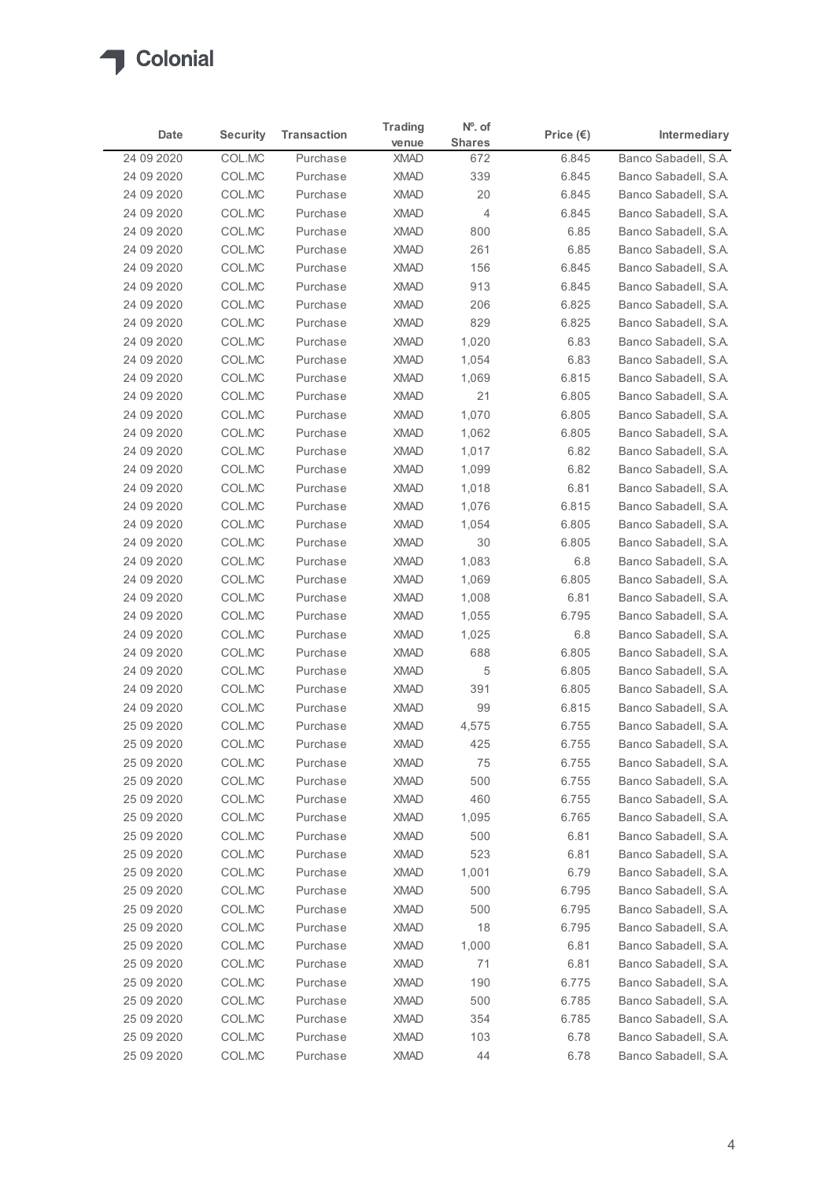Colonial

| Date | Security | Transaction | Trading venue | Nº. of Shares | Price (€) | Intermediary |
|---|---|---|---|---|---|---|
| 24 09 2020 | COL.MC | Purchase | XMAD | 672 | 6.845 | Banco Sabadell, S.A. |
| 24 09 2020 | COL.MC | Purchase | XMAD | 339 | 6.845 | Banco Sabadell, S.A. |
| 24 09 2020 | COL.MC | Purchase | XMAD | 20 | 6.845 | Banco Sabadell, S.A. |
| 24 09 2020 | COL.MC | Purchase | XMAD | 4 | 6.845 | Banco Sabadell, S.A. |
| 24 09 2020 | COL.MC | Purchase | XMAD | 800 | 6.85 | Banco Sabadell, S.A. |
| 24 09 2020 | COL.MC | Purchase | XMAD | 261 | 6.85 | Banco Sabadell, S.A. |
| 24 09 2020 | COL.MC | Purchase | XMAD | 156 | 6.845 | Banco Sabadell, S.A. |
| 24 09 2020 | COL.MC | Purchase | XMAD | 913 | 6.845 | Banco Sabadell, S.A. |
| 24 09 2020 | COL.MC | Purchase | XMAD | 206 | 6.825 | Banco Sabadell, S.A. |
| 24 09 2020 | COL.MC | Purchase | XMAD | 829 | 6.825 | Banco Sabadell, S.A. |
| 24 09 2020 | COL.MC | Purchase | XMAD | 1,020 | 6.83 | Banco Sabadell, S.A. |
| 24 09 2020 | COL.MC | Purchase | XMAD | 1,054 | 6.83 | Banco Sabadell, S.A. |
| 24 09 2020 | COL.MC | Purchase | XMAD | 1,069 | 6.815 | Banco Sabadell, S.A. |
| 24 09 2020 | COL.MC | Purchase | XMAD | 21 | 6.805 | Banco Sabadell, S.A. |
| 24 09 2020 | COL.MC | Purchase | XMAD | 1,070 | 6.805 | Banco Sabadell, S.A. |
| 24 09 2020 | COL.MC | Purchase | XMAD | 1,062 | 6.805 | Banco Sabadell, S.A. |
| 24 09 2020 | COL.MC | Purchase | XMAD | 1,017 | 6.82 | Banco Sabadell, S.A. |
| 24 09 2020 | COL.MC | Purchase | XMAD | 1,099 | 6.82 | Banco Sabadell, S.A. |
| 24 09 2020 | COL.MC | Purchase | XMAD | 1,018 | 6.81 | Banco Sabadell, S.A. |
| 24 09 2020 | COL.MC | Purchase | XMAD | 1,076 | 6.815 | Banco Sabadell, S.A. |
| 24 09 2020 | COL.MC | Purchase | XMAD | 1,054 | 6.805 | Banco Sabadell, S.A. |
| 24 09 2020 | COL.MC | Purchase | XMAD | 30 | 6.805 | Banco Sabadell, S.A. |
| 24 09 2020 | COL.MC | Purchase | XMAD | 1,083 | 6.8 | Banco Sabadell, S.A. |
| 24 09 2020 | COL.MC | Purchase | XMAD | 1,069 | 6.805 | Banco Sabadell, S.A. |
| 24 09 2020 | COL.MC | Purchase | XMAD | 1,008 | 6.81 | Banco Sabadell, S.A. |
| 24 09 2020 | COL.MC | Purchase | XMAD | 1,055 | 6.795 | Banco Sabadell, S.A. |
| 24 09 2020 | COL.MC | Purchase | XMAD | 1,025 | 6.8 | Banco Sabadell, S.A. |
| 24 09 2020 | COL.MC | Purchase | XMAD | 688 | 6.805 | Banco Sabadell, S.A. |
| 24 09 2020 | COL.MC | Purchase | XMAD | 5 | 6.805 | Banco Sabadell, S.A. |
| 24 09 2020 | COL.MC | Purchase | XMAD | 391 | 6.805 | Banco Sabadell, S.A. |
| 24 09 2020 | COL.MC | Purchase | XMAD | 99 | 6.815 | Banco Sabadell, S.A. |
| 25 09 2020 | COL.MC | Purchase | XMAD | 4,575 | 6.755 | Banco Sabadell, S.A. |
| 25 09 2020 | COL.MC | Purchase | XMAD | 425 | 6.755 | Banco Sabadell, S.A. |
| 25 09 2020 | COL.MC | Purchase | XMAD | 75 | 6.755 | Banco Sabadell, S.A. |
| 25 09 2020 | COL.MC | Purchase | XMAD | 500 | 6.755 | Banco Sabadell, S.A. |
| 25 09 2020 | COL.MC | Purchase | XMAD | 460 | 6.755 | Banco Sabadell, S.A. |
| 25 09 2020 | COL.MC | Purchase | XMAD | 1,095 | 6.765 | Banco Sabadell, S.A. |
| 25 09 2020 | COL.MC | Purchase | XMAD | 500 | 6.81 | Banco Sabadell, S.A. |
| 25 09 2020 | COL.MC | Purchase | XMAD | 523 | 6.81 | Banco Sabadell, S.A. |
| 25 09 2020 | COL.MC | Purchase | XMAD | 1,001 | 6.79 | Banco Sabadell, S.A. |
| 25 09 2020 | COL.MC | Purchase | XMAD | 500 | 6.795 | Banco Sabadell, S.A. |
| 25 09 2020 | COL.MC | Purchase | XMAD | 500 | 6.795 | Banco Sabadell, S.A. |
| 25 09 2020 | COL.MC | Purchase | XMAD | 18 | 6.795 | Banco Sabadell, S.A. |
| 25 09 2020 | COL.MC | Purchase | XMAD | 1,000 | 6.81 | Banco Sabadell, S.A. |
| 25 09 2020 | COL.MC | Purchase | XMAD | 71 | 6.81 | Banco Sabadell, S.A. |
| 25 09 2020 | COL.MC | Purchase | XMAD | 190 | 6.775 | Banco Sabadell, S.A. |
| 25 09 2020 | COL.MC | Purchase | XMAD | 500 | 6.785 | Banco Sabadell, S.A. |
| 25 09 2020 | COL.MC | Purchase | XMAD | 354 | 6.785 | Banco Sabadell, S.A. |
| 25 09 2020 | COL.MC | Purchase | XMAD | 103 | 6.78 | Banco Sabadell, S.A. |
| 25 09 2020 | COL.MC | Purchase | XMAD | 44 | 6.78 | Banco Sabadell, S.A. |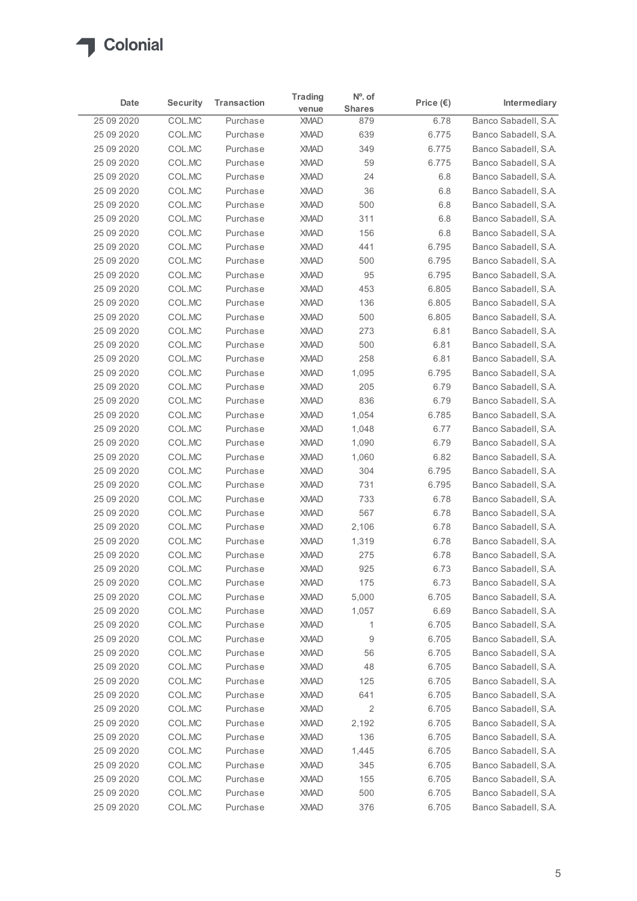Colonial

| Date | Security | Transaction | Trading venue | Nº. of Shares | Price (€) | Intermediary |
|---|---|---|---|---|---|---|
| 25 09 2020 | COL.MC | Purchase | XMAD | 879 | 6.78 | Banco Sabadell, S.A. |
| 25 09 2020 | COL.MC | Purchase | XMAD | 639 | 6.775 | Banco Sabadell, S.A. |
| 25 09 2020 | COL.MC | Purchase | XMAD | 349 | 6.775 | Banco Sabadell, S.A. |
| 25 09 2020 | COL.MC | Purchase | XMAD | 59 | 6.775 | Banco Sabadell, S.A. |
| 25 09 2020 | COL.MC | Purchase | XMAD | 24 | 6.8 | Banco Sabadell, S.A. |
| 25 09 2020 | COL.MC | Purchase | XMAD | 36 | 6.8 | Banco Sabadell, S.A. |
| 25 09 2020 | COL.MC | Purchase | XMAD | 500 | 6.8 | Banco Sabadell, S.A. |
| 25 09 2020 | COL.MC | Purchase | XMAD | 311 | 6.8 | Banco Sabadell, S.A. |
| 25 09 2020 | COL.MC | Purchase | XMAD | 156 | 6.8 | Banco Sabadell, S.A. |
| 25 09 2020 | COL.MC | Purchase | XMAD | 441 | 6.795 | Banco Sabadell, S.A. |
| 25 09 2020 | COL.MC | Purchase | XMAD | 500 | 6.795 | Banco Sabadell, S.A. |
| 25 09 2020 | COL.MC | Purchase | XMAD | 95 | 6.795 | Banco Sabadell, S.A. |
| 25 09 2020 | COL.MC | Purchase | XMAD | 453 | 6.805 | Banco Sabadell, S.A. |
| 25 09 2020 | COL.MC | Purchase | XMAD | 136 | 6.805 | Banco Sabadell, S.A. |
| 25 09 2020 | COL.MC | Purchase | XMAD | 500 | 6.805 | Banco Sabadell, S.A. |
| 25 09 2020 | COL.MC | Purchase | XMAD | 273 | 6.81 | Banco Sabadell, S.A. |
| 25 09 2020 | COL.MC | Purchase | XMAD | 500 | 6.81 | Banco Sabadell, S.A. |
| 25 09 2020 | COL.MC | Purchase | XMAD | 258 | 6.81 | Banco Sabadell, S.A. |
| 25 09 2020 | COL.MC | Purchase | XMAD | 1,095 | 6.795 | Banco Sabadell, S.A. |
| 25 09 2020 | COL.MC | Purchase | XMAD | 205 | 6.79 | Banco Sabadell, S.A. |
| 25 09 2020 | COL.MC | Purchase | XMAD | 836 | 6.79 | Banco Sabadell, S.A. |
| 25 09 2020 | COL.MC | Purchase | XMAD | 1,054 | 6.785 | Banco Sabadell, S.A. |
| 25 09 2020 | COL.MC | Purchase | XMAD | 1,048 | 6.77 | Banco Sabadell, S.A. |
| 25 09 2020 | COL.MC | Purchase | XMAD | 1,090 | 6.79 | Banco Sabadell, S.A. |
| 25 09 2020 | COL.MC | Purchase | XMAD | 1,060 | 6.82 | Banco Sabadell, S.A. |
| 25 09 2020 | COL.MC | Purchase | XMAD | 304 | 6.795 | Banco Sabadell, S.A. |
| 25 09 2020 | COL.MC | Purchase | XMAD | 731 | 6.795 | Banco Sabadell, S.A. |
| 25 09 2020 | COL.MC | Purchase | XMAD | 733 | 6.78 | Banco Sabadell, S.A. |
| 25 09 2020 | COL.MC | Purchase | XMAD | 567 | 6.78 | Banco Sabadell, S.A. |
| 25 09 2020 | COL.MC | Purchase | XMAD | 2,106 | 6.78 | Banco Sabadell, S.A. |
| 25 09 2020 | COL.MC | Purchase | XMAD | 1,319 | 6.78 | Banco Sabadell, S.A. |
| 25 09 2020 | COL.MC | Purchase | XMAD | 275 | 6.78 | Banco Sabadell, S.A. |
| 25 09 2020 | COL.MC | Purchase | XMAD | 925 | 6.73 | Banco Sabadell, S.A. |
| 25 09 2020 | COL.MC | Purchase | XMAD | 175 | 6.73 | Banco Sabadell, S.A. |
| 25 09 2020 | COL.MC | Purchase | XMAD | 5,000 | 6.705 | Banco Sabadell, S.A. |
| 25 09 2020 | COL.MC | Purchase | XMAD | 1,057 | 6.69 | Banco Sabadell, S.A. |
| 25 09 2020 | COL.MC | Purchase | XMAD | 1 | 6.705 | Banco Sabadell, S.A. |
| 25 09 2020 | COL.MC | Purchase | XMAD | 9 | 6.705 | Banco Sabadell, S.A. |
| 25 09 2020 | COL.MC | Purchase | XMAD | 56 | 6.705 | Banco Sabadell, S.A. |
| 25 09 2020 | COL.MC | Purchase | XMAD | 48 | 6.705 | Banco Sabadell, S.A. |
| 25 09 2020 | COL.MC | Purchase | XMAD | 125 | 6.705 | Banco Sabadell, S.A. |
| 25 09 2020 | COL.MC | Purchase | XMAD | 641 | 6.705 | Banco Sabadell, S.A. |
| 25 09 2020 | COL.MC | Purchase | XMAD | 2 | 6.705 | Banco Sabadell, S.A. |
| 25 09 2020 | COL.MC | Purchase | XMAD | 2,192 | 6.705 | Banco Sabadell, S.A. |
| 25 09 2020 | COL.MC | Purchase | XMAD | 136 | 6.705 | Banco Sabadell, S.A. |
| 25 09 2020 | COL.MC | Purchase | XMAD | 1,445 | 6.705 | Banco Sabadell, S.A. |
| 25 09 2020 | COL.MC | Purchase | XMAD | 345 | 6.705 | Banco Sabadell, S.A. |
| 25 09 2020 | COL.MC | Purchase | XMAD | 155 | 6.705 | Banco Sabadell, S.A. |
| 25 09 2020 | COL.MC | Purchase | XMAD | 500 | 6.705 | Banco Sabadell, S.A. |
| 25 09 2020 | COL.MC | Purchase | XMAD | 376 | 6.705 | Banco Sabadell, S.A. |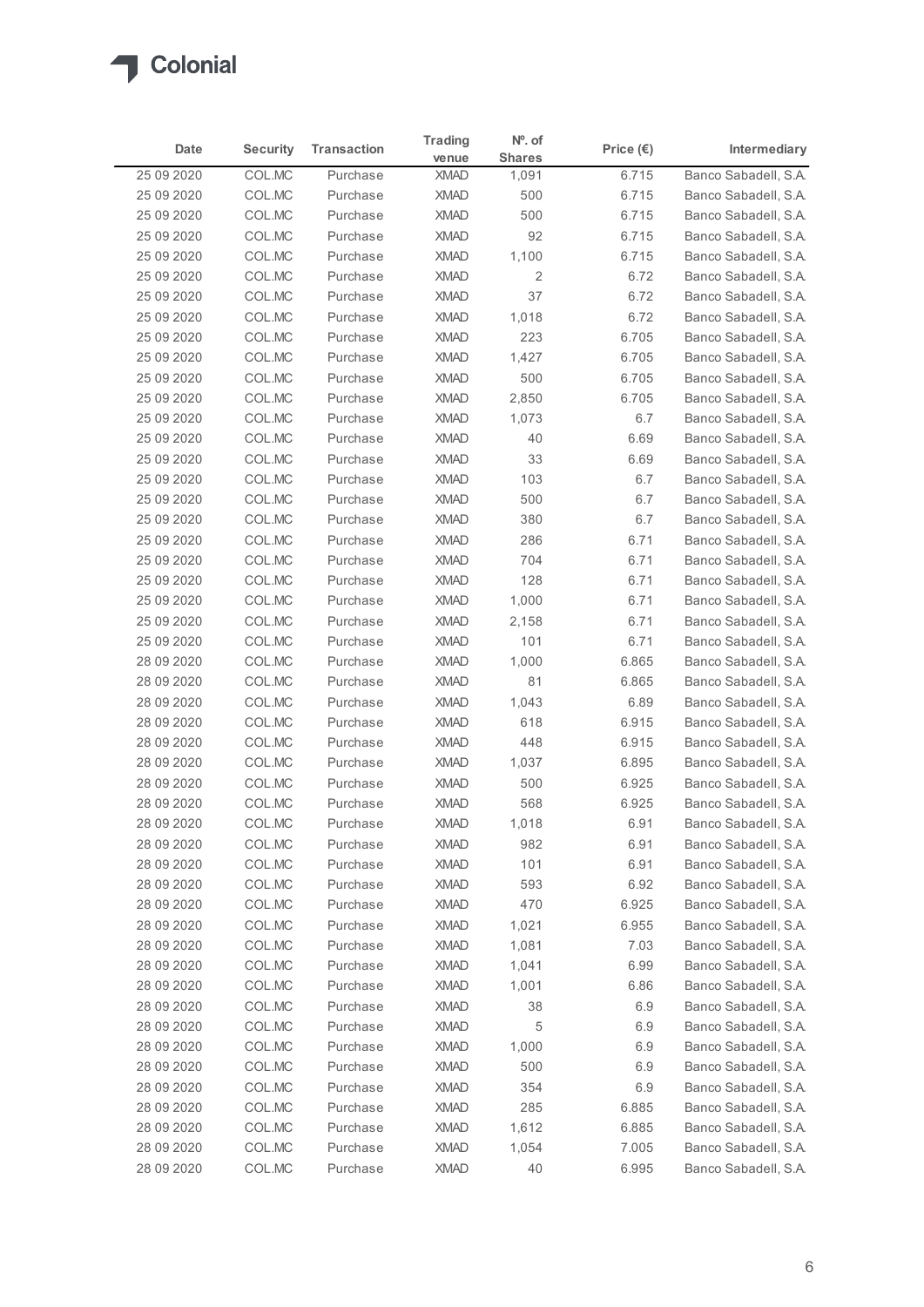Colonial

| Date | Security | Transaction | Trading venue | Nº. of Shares | Price (€) | Intermediary |
|---|---|---|---|---|---|---|
| 25 09 2020 | COL.MC | Purchase | XMAD | 1,091 | 6.715 | Banco Sabadell, S.A. |
| 25 09 2020 | COL.MC | Purchase | XMAD | 500 | 6.715 | Banco Sabadell, S.A. |
| 25 09 2020 | COL.MC | Purchase | XMAD | 500 | 6.715 | Banco Sabadell, S.A. |
| 25 09 2020 | COL.MC | Purchase | XMAD | 92 | 6.715 | Banco Sabadell, S.A. |
| 25 09 2020 | COL.MC | Purchase | XMAD | 1,100 | 6.715 | Banco Sabadell, S.A. |
| 25 09 2020 | COL.MC | Purchase | XMAD | 2 | 6.72 | Banco Sabadell, S.A. |
| 25 09 2020 | COL.MC | Purchase | XMAD | 37 | 6.72 | Banco Sabadell, S.A. |
| 25 09 2020 | COL.MC | Purchase | XMAD | 1,018 | 6.72 | Banco Sabadell, S.A. |
| 25 09 2020 | COL.MC | Purchase | XMAD | 223 | 6.705 | Banco Sabadell, S.A. |
| 25 09 2020 | COL.MC | Purchase | XMAD | 1,427 | 6.705 | Banco Sabadell, S.A. |
| 25 09 2020 | COL.MC | Purchase | XMAD | 500 | 6.705 | Banco Sabadell, S.A. |
| 25 09 2020 | COL.MC | Purchase | XMAD | 2,850 | 6.705 | Banco Sabadell, S.A. |
| 25 09 2020 | COL.MC | Purchase | XMAD | 1,073 | 6.7 | Banco Sabadell, S.A. |
| 25 09 2020 | COL.MC | Purchase | XMAD | 40 | 6.69 | Banco Sabadell, S.A. |
| 25 09 2020 | COL.MC | Purchase | XMAD | 33 | 6.69 | Banco Sabadell, S.A. |
| 25 09 2020 | COL.MC | Purchase | XMAD | 103 | 6.7 | Banco Sabadell, S.A. |
| 25 09 2020 | COL.MC | Purchase | XMAD | 500 | 6.7 | Banco Sabadell, S.A. |
| 25 09 2020 | COL.MC | Purchase | XMAD | 380 | 6.7 | Banco Sabadell, S.A. |
| 25 09 2020 | COL.MC | Purchase | XMAD | 286 | 6.71 | Banco Sabadell, S.A. |
| 25 09 2020 | COL.MC | Purchase | XMAD | 704 | 6.71 | Banco Sabadell, S.A. |
| 25 09 2020 | COL.MC | Purchase | XMAD | 128 | 6.71 | Banco Sabadell, S.A. |
| 25 09 2020 | COL.MC | Purchase | XMAD | 1,000 | 6.71 | Banco Sabadell, S.A. |
| 25 09 2020 | COL.MC | Purchase | XMAD | 2,158 | 6.71 | Banco Sabadell, S.A. |
| 25 09 2020 | COL.MC | Purchase | XMAD | 101 | 6.71 | Banco Sabadell, S.A. |
| 28 09 2020 | COL.MC | Purchase | XMAD | 1,000 | 6.865 | Banco Sabadell, S.A. |
| 28 09 2020 | COL.MC | Purchase | XMAD | 81 | 6.865 | Banco Sabadell, S.A. |
| 28 09 2020 | COL.MC | Purchase | XMAD | 1,043 | 6.89 | Banco Sabadell, S.A. |
| 28 09 2020 | COL.MC | Purchase | XMAD | 618 | 6.915 | Banco Sabadell, S.A. |
| 28 09 2020 | COL.MC | Purchase | XMAD | 448 | 6.915 | Banco Sabadell, S.A. |
| 28 09 2020 | COL.MC | Purchase | XMAD | 1,037 | 6.895 | Banco Sabadell, S.A. |
| 28 09 2020 | COL.MC | Purchase | XMAD | 500 | 6.925 | Banco Sabadell, S.A. |
| 28 09 2020 | COL.MC | Purchase | XMAD | 568 | 6.925 | Banco Sabadell, S.A. |
| 28 09 2020 | COL.MC | Purchase | XMAD | 1,018 | 6.91 | Banco Sabadell, S.A. |
| 28 09 2020 | COL.MC | Purchase | XMAD | 982 | 6.91 | Banco Sabadell, S.A. |
| 28 09 2020 | COL.MC | Purchase | XMAD | 101 | 6.91 | Banco Sabadell, S.A. |
| 28 09 2020 | COL.MC | Purchase | XMAD | 593 | 6.92 | Banco Sabadell, S.A. |
| 28 09 2020 | COL.MC | Purchase | XMAD | 470 | 6.925 | Banco Sabadell, S.A. |
| 28 09 2020 | COL.MC | Purchase | XMAD | 1,021 | 6.955 | Banco Sabadell, S.A. |
| 28 09 2020 | COL.MC | Purchase | XMAD | 1,081 | 7.03 | Banco Sabadell, S.A. |
| 28 09 2020 | COL.MC | Purchase | XMAD | 1,041 | 6.99 | Banco Sabadell, S.A. |
| 28 09 2020 | COL.MC | Purchase | XMAD | 1,001 | 6.86 | Banco Sabadell, S.A. |
| 28 09 2020 | COL.MC | Purchase | XMAD | 38 | 6.9 | Banco Sabadell, S.A. |
| 28 09 2020 | COL.MC | Purchase | XMAD | 5 | 6.9 | Banco Sabadell, S.A. |
| 28 09 2020 | COL.MC | Purchase | XMAD | 1,000 | 6.9 | Banco Sabadell, S.A. |
| 28 09 2020 | COL.MC | Purchase | XMAD | 500 | 6.9 | Banco Sabadell, S.A. |
| 28 09 2020 | COL.MC | Purchase | XMAD | 354 | 6.9 | Banco Sabadell, S.A. |
| 28 09 2020 | COL.MC | Purchase | XMAD | 285 | 6.885 | Banco Sabadell, S.A. |
| 28 09 2020 | COL.MC | Purchase | XMAD | 1,612 | 6.885 | Banco Sabadell, S.A. |
| 28 09 2020 | COL.MC | Purchase | XMAD | 1,054 | 7.005 | Banco Sabadell, S.A. |
| 28 09 2020 | COL.MC | Purchase | XMAD | 40 | 6.995 | Banco Sabadell, S.A. |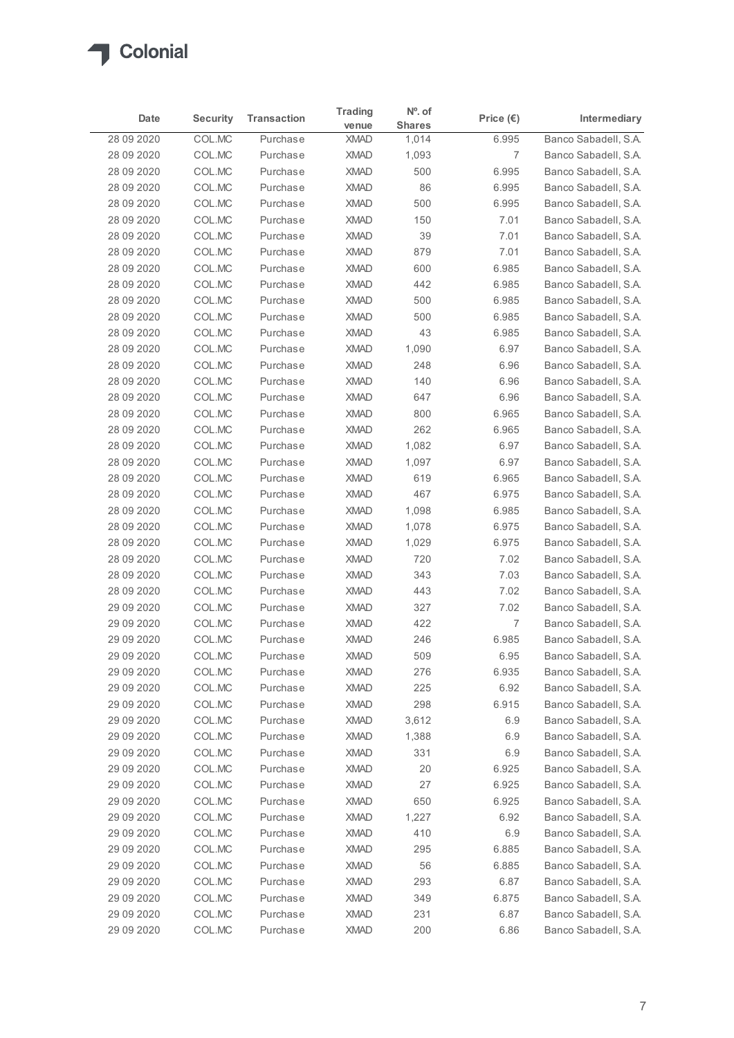| Date | Security | Transaction | Trading venue | Nº. of Shares | Price (€) | Intermediary |
|---|---|---|---|---|---|---|
| 28 09 2020 | COL.MC | Purchase | XMAD | 1,014 | 6.995 | Banco Sabadell, S.A. |
| 28 09 2020 | COL.MC | Purchase | XMAD | 1,093 | 7 | Banco Sabadell, S.A. |
| 28 09 2020 | COL.MC | Purchase | XMAD | 500 | 6.995 | Banco Sabadell, S.A. |
| 28 09 2020 | COL.MC | Purchase | XMAD | 86 | 6.995 | Banco Sabadell, S.A. |
| 28 09 2020 | COL.MC | Purchase | XMAD | 500 | 6.995 | Banco Sabadell, S.A. |
| 28 09 2020 | COL.MC | Purchase | XMAD | 150 | 7.01 | Banco Sabadell, S.A. |
| 28 09 2020 | COL.MC | Purchase | XMAD | 39 | 7.01 | Banco Sabadell, S.A. |
| 28 09 2020 | COL.MC | Purchase | XMAD | 879 | 7.01 | Banco Sabadell, S.A. |
| 28 09 2020 | COL.MC | Purchase | XMAD | 600 | 6.985 | Banco Sabadell, S.A. |
| 28 09 2020 | COL.MC | Purchase | XMAD | 442 | 6.985 | Banco Sabadell, S.A. |
| 28 09 2020 | COL.MC | Purchase | XMAD | 500 | 6.985 | Banco Sabadell, S.A. |
| 28 09 2020 | COL.MC | Purchase | XMAD | 500 | 6.985 | Banco Sabadell, S.A. |
| 28 09 2020 | COL.MC | Purchase | XMAD | 43 | 6.985 | Banco Sabadell, S.A. |
| 28 09 2020 | COL.MC | Purchase | XMAD | 1,090 | 6.97 | Banco Sabadell, S.A. |
| 28 09 2020 | COL.MC | Purchase | XMAD | 248 | 6.96 | Banco Sabadell, S.A. |
| 28 09 2020 | COL.MC | Purchase | XMAD | 140 | 6.96 | Banco Sabadell, S.A. |
| 28 09 2020 | COL.MC | Purchase | XMAD | 647 | 6.96 | Banco Sabadell, S.A. |
| 28 09 2020 | COL.MC | Purchase | XMAD | 800 | 6.965 | Banco Sabadell, S.A. |
| 28 09 2020 | COL.MC | Purchase | XMAD | 262 | 6.965 | Banco Sabadell, S.A. |
| 28 09 2020 | COL.MC | Purchase | XMAD | 1,082 | 6.97 | Banco Sabadell, S.A. |
| 28 09 2020 | COL.MC | Purchase | XMAD | 1,097 | 6.97 | Banco Sabadell, S.A. |
| 28 09 2020 | COL.MC | Purchase | XMAD | 619 | 6.965 | Banco Sabadell, S.A. |
| 28 09 2020 | COL.MC | Purchase | XMAD | 467 | 6.975 | Banco Sabadell, S.A. |
| 28 09 2020 | COL.MC | Purchase | XMAD | 1,098 | 6.985 | Banco Sabadell, S.A. |
| 28 09 2020 | COL.MC | Purchase | XMAD | 1,078 | 6.975 | Banco Sabadell, S.A. |
| 28 09 2020 | COL.MC | Purchase | XMAD | 1,029 | 6.975 | Banco Sabadell, S.A. |
| 28 09 2020 | COL.MC | Purchase | XMAD | 720 | 7.02 | Banco Sabadell, S.A. |
| 28 09 2020 | COL.MC | Purchase | XMAD | 343 | 7.03 | Banco Sabadell, S.A. |
| 28 09 2020 | COL.MC | Purchase | XMAD | 443 | 7.02 | Banco Sabadell, S.A. |
| 29 09 2020 | COL.MC | Purchase | XMAD | 327 | 7.02 | Banco Sabadell, S.A. |
| 29 09 2020 | COL.MC | Purchase | XMAD | 422 | 7 | Banco Sabadell, S.A. |
| 29 09 2020 | COL.MC | Purchase | XMAD | 246 | 6.985 | Banco Sabadell, S.A. |
| 29 09 2020 | COL.MC | Purchase | XMAD | 509 | 6.95 | Banco Sabadell, S.A. |
| 29 09 2020 | COL.MC | Purchase | XMAD | 276 | 6.935 | Banco Sabadell, S.A. |
| 29 09 2020 | COL.MC | Purchase | XMAD | 225 | 6.92 | Banco Sabadell, S.A. |
| 29 09 2020 | COL.MC | Purchase | XMAD | 298 | 6.915 | Banco Sabadell, S.A. |
| 29 09 2020 | COL.MC | Purchase | XMAD | 3,612 | 6.9 | Banco Sabadell, S.A. |
| 29 09 2020 | COL.MC | Purchase | XMAD | 1,388 | 6.9 | Banco Sabadell, S.A. |
| 29 09 2020 | COL.MC | Purchase | XMAD | 331 | 6.9 | Banco Sabadell, S.A. |
| 29 09 2020 | COL.MC | Purchase | XMAD | 20 | 6.925 | Banco Sabadell, S.A. |
| 29 09 2020 | COL.MC | Purchase | XMAD | 27 | 6.925 | Banco Sabadell, S.A. |
| 29 09 2020 | COL.MC | Purchase | XMAD | 650 | 6.925 | Banco Sabadell, S.A. |
| 29 09 2020 | COL.MC | Purchase | XMAD | 1,227 | 6.92 | Banco Sabadell, S.A. |
| 29 09 2020 | COL.MC | Purchase | XMAD | 410 | 6.9 | Banco Sabadell, S.A. |
| 29 09 2020 | COL.MC | Purchase | XMAD | 295 | 6.885 | Banco Sabadell, S.A. |
| 29 09 2020 | COL.MC | Purchase | XMAD | 56 | 6.885 | Banco Sabadell, S.A. |
| 29 09 2020 | COL.MC | Purchase | XMAD | 293 | 6.87 | Banco Sabadell, S.A. |
| 29 09 2020 | COL.MC | Purchase | XMAD | 349 | 6.875 | Banco Sabadell, S.A. |
| 29 09 2020 | COL.MC | Purchase | XMAD | 231 | 6.87 | Banco Sabadell, S.A. |
| 29 09 2020 | COL.MC | Purchase | XMAD | 200 | 6.86 | Banco Sabadell, S.A. |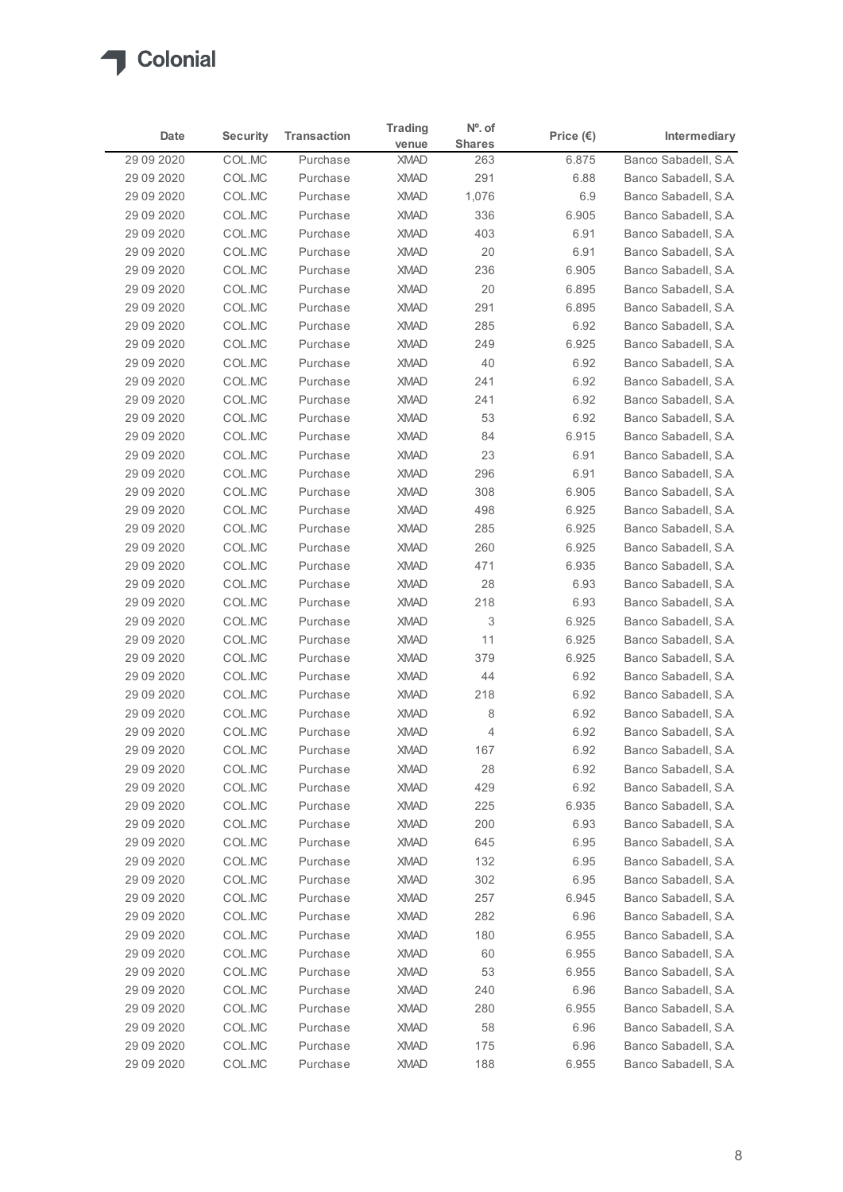Colonial

| Date | Security | Transaction | Trading venue | Nº. of Shares | Price (€) | Intermediary |
|---|---|---|---|---|---|---|
| 29 09 2020 | COL.MC | Purchase | XMAD | 263 | 6.875 | Banco Sabadell, S.A. |
| 29 09 2020 | COL.MC | Purchase | XMAD | 291 | 6.88 | Banco Sabadell, S.A. |
| 29 09 2020 | COL.MC | Purchase | XMAD | 1,076 | 6.9 | Banco Sabadell, S.A. |
| 29 09 2020 | COL.MC | Purchase | XMAD | 336 | 6.905 | Banco Sabadell, S.A. |
| 29 09 2020 | COL.MC | Purchase | XMAD | 403 | 6.91 | Banco Sabadell, S.A. |
| 29 09 2020 | COL.MC | Purchase | XMAD | 20 | 6.91 | Banco Sabadell, S.A. |
| 29 09 2020 | COL.MC | Purchase | XMAD | 236 | 6.905 | Banco Sabadell, S.A. |
| 29 09 2020 | COL.MC | Purchase | XMAD | 20 | 6.895 | Banco Sabadell, S.A. |
| 29 09 2020 | COL.MC | Purchase | XMAD | 291 | 6.895 | Banco Sabadell, S.A. |
| 29 09 2020 | COL.MC | Purchase | XMAD | 285 | 6.92 | Banco Sabadell, S.A. |
| 29 09 2020 | COL.MC | Purchase | XMAD | 249 | 6.925 | Banco Sabadell, S.A. |
| 29 09 2020 | COL.MC | Purchase | XMAD | 40 | 6.92 | Banco Sabadell, S.A. |
| 29 09 2020 | COL.MC | Purchase | XMAD | 241 | 6.92 | Banco Sabadell, S.A. |
| 29 09 2020 | COL.MC | Purchase | XMAD | 241 | 6.92 | Banco Sabadell, S.A. |
| 29 09 2020 | COL.MC | Purchase | XMAD | 53 | 6.92 | Banco Sabadell, S.A. |
| 29 09 2020 | COL.MC | Purchase | XMAD | 84 | 6.915 | Banco Sabadell, S.A. |
| 29 09 2020 | COL.MC | Purchase | XMAD | 23 | 6.91 | Banco Sabadell, S.A. |
| 29 09 2020 | COL.MC | Purchase | XMAD | 296 | 6.91 | Banco Sabadell, S.A. |
| 29 09 2020 | COL.MC | Purchase | XMAD | 308 | 6.905 | Banco Sabadell, S.A. |
| 29 09 2020 | COL.MC | Purchase | XMAD | 498 | 6.925 | Banco Sabadell, S.A. |
| 29 09 2020 | COL.MC | Purchase | XMAD | 285 | 6.925 | Banco Sabadell, S.A. |
| 29 09 2020 | COL.MC | Purchase | XMAD | 260 | 6.925 | Banco Sabadell, S.A. |
| 29 09 2020 | COL.MC | Purchase | XMAD | 471 | 6.935 | Banco Sabadell, S.A. |
| 29 09 2020 | COL.MC | Purchase | XMAD | 28 | 6.93 | Banco Sabadell, S.A. |
| 29 09 2020 | COL.MC | Purchase | XMAD | 218 | 6.93 | Banco Sabadell, S.A. |
| 29 09 2020 | COL.MC | Purchase | XMAD | 3 | 6.925 | Banco Sabadell, S.A. |
| 29 09 2020 | COL.MC | Purchase | XMAD | 11 | 6.925 | Banco Sabadell, S.A. |
| 29 09 2020 | COL.MC | Purchase | XMAD | 379 | 6.925 | Banco Sabadell, S.A. |
| 29 09 2020 | COL.MC | Purchase | XMAD | 44 | 6.92 | Banco Sabadell, S.A. |
| 29 09 2020 | COL.MC | Purchase | XMAD | 218 | 6.92 | Banco Sabadell, S.A. |
| 29 09 2020 | COL.MC | Purchase | XMAD | 8 | 6.92 | Banco Sabadell, S.A. |
| 29 09 2020 | COL.MC | Purchase | XMAD | 4 | 6.92 | Banco Sabadell, S.A. |
| 29 09 2020 | COL.MC | Purchase | XMAD | 167 | 6.92 | Banco Sabadell, S.A. |
| 29 09 2020 | COL.MC | Purchase | XMAD | 28 | 6.92 | Banco Sabadell, S.A. |
| 29 09 2020 | COL.MC | Purchase | XMAD | 429 | 6.92 | Banco Sabadell, S.A. |
| 29 09 2020 | COL.MC | Purchase | XMAD | 225 | 6.935 | Banco Sabadell, S.A. |
| 29 09 2020 | COL.MC | Purchase | XMAD | 200 | 6.93 | Banco Sabadell, S.A. |
| 29 09 2020 | COL.MC | Purchase | XMAD | 645 | 6.95 | Banco Sabadell, S.A. |
| 29 09 2020 | COL.MC | Purchase | XMAD | 132 | 6.95 | Banco Sabadell, S.A. |
| 29 09 2020 | COL.MC | Purchase | XMAD | 302 | 6.95 | Banco Sabadell, S.A. |
| 29 09 2020 | COL.MC | Purchase | XMAD | 257 | 6.945 | Banco Sabadell, S.A. |
| 29 09 2020 | COL.MC | Purchase | XMAD | 282 | 6.96 | Banco Sabadell, S.A. |
| 29 09 2020 | COL.MC | Purchase | XMAD | 180 | 6.955 | Banco Sabadell, S.A. |
| 29 09 2020 | COL.MC | Purchase | XMAD | 60 | 6.955 | Banco Sabadell, S.A. |
| 29 09 2020 | COL.MC | Purchase | XMAD | 53 | 6.955 | Banco Sabadell, S.A. |
| 29 09 2020 | COL.MC | Purchase | XMAD | 240 | 6.96 | Banco Sabadell, S.A. |
| 29 09 2020 | COL.MC | Purchase | XMAD | 280 | 6.955 | Banco Sabadell, S.A. |
| 29 09 2020 | COL.MC | Purchase | XMAD | 58 | 6.96 | Banco Sabadell, S.A. |
| 29 09 2020 | COL.MC | Purchase | XMAD | 175 | 6.96 | Banco Sabadell, S.A. |
| 29 09 2020 | COL.MC | Purchase | XMAD | 188 | 6.955 | Banco Sabadell, S.A. |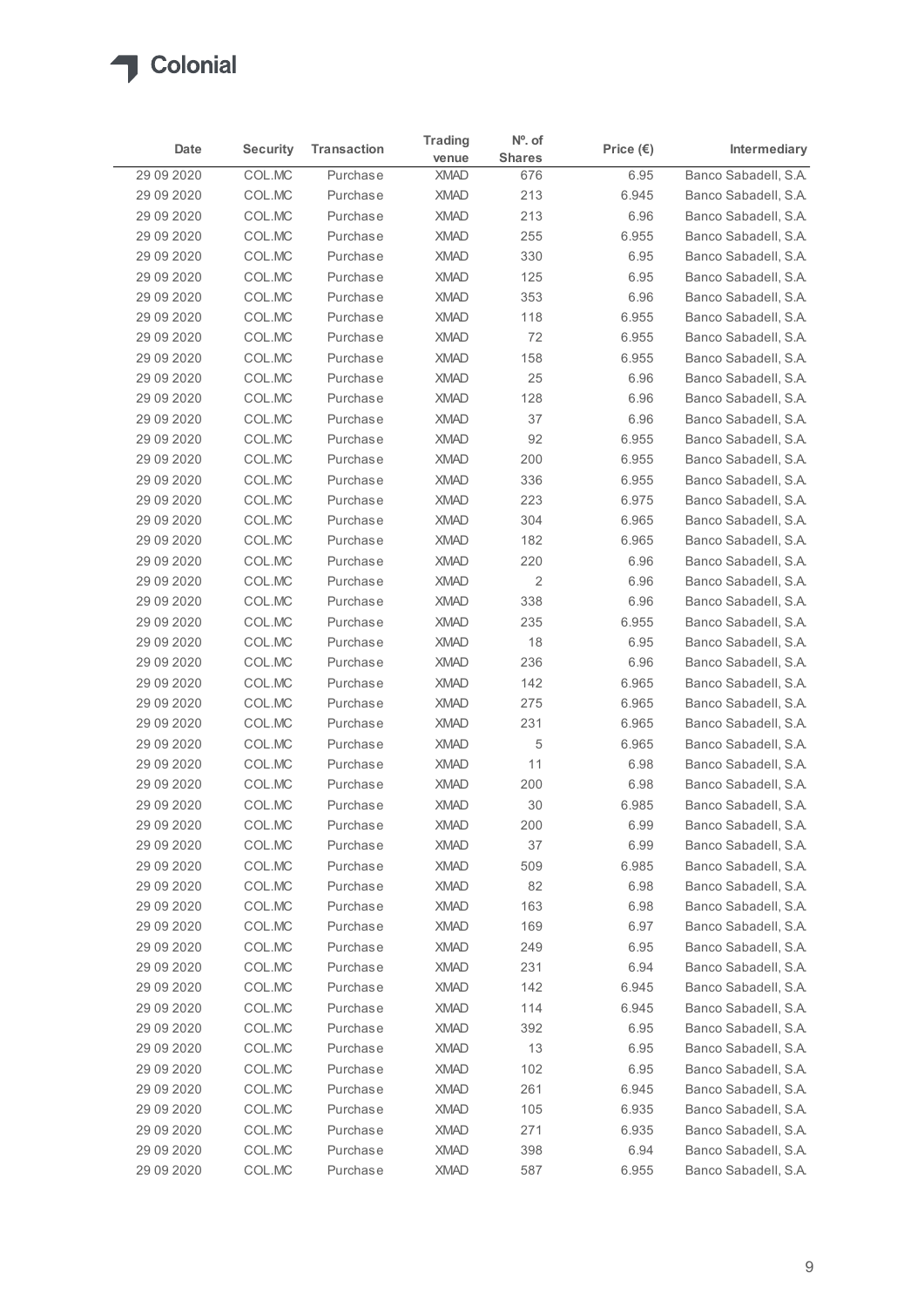Colonial

| Date | Security | Transaction | Trading venue | Nº. of Shares | Price (€) | Intermediary |
|---|---|---|---|---|---|---|
| 29 09 2020 | COL.MC | Purchase | XMAD | 676 | 6.95 | Banco Sabadell, S.A. |
| 29 09 2020 | COL.MC | Purchase | XMAD | 213 | 6.945 | Banco Sabadell, S.A. |
| 29 09 2020 | COL.MC | Purchase | XMAD | 213 | 6.96 | Banco Sabadell, S.A. |
| 29 09 2020 | COL.MC | Purchase | XMAD | 255 | 6.955 | Banco Sabadell, S.A. |
| 29 09 2020 | COL.MC | Purchase | XMAD | 330 | 6.95 | Banco Sabadell, S.A. |
| 29 09 2020 | COL.MC | Purchase | XMAD | 125 | 6.95 | Banco Sabadell, S.A. |
| 29 09 2020 | COL.MC | Purchase | XMAD | 353 | 6.96 | Banco Sabadell, S.A. |
| 29 09 2020 | COL.MC | Purchase | XMAD | 118 | 6.955 | Banco Sabadell, S.A. |
| 29 09 2020 | COL.MC | Purchase | XMAD | 72 | 6.955 | Banco Sabadell, S.A. |
| 29 09 2020 | COL.MC | Purchase | XMAD | 158 | 6.955 | Banco Sabadell, S.A. |
| 29 09 2020 | COL.MC | Purchase | XMAD | 25 | 6.96 | Banco Sabadell, S.A. |
| 29 09 2020 | COL.MC | Purchase | XMAD | 128 | 6.96 | Banco Sabadell, S.A. |
| 29 09 2020 | COL.MC | Purchase | XMAD | 37 | 6.96 | Banco Sabadell, S.A. |
| 29 09 2020 | COL.MC | Purchase | XMAD | 92 | 6.955 | Banco Sabadell, S.A. |
| 29 09 2020 | COL.MC | Purchase | XMAD | 200 | 6.955 | Banco Sabadell, S.A. |
| 29 09 2020 | COL.MC | Purchase | XMAD | 336 | 6.955 | Banco Sabadell, S.A. |
| 29 09 2020 | COL.MC | Purchase | XMAD | 223 | 6.975 | Banco Sabadell, S.A. |
| 29 09 2020 | COL.MC | Purchase | XMAD | 304 | 6.965 | Banco Sabadell, S.A. |
| 29 09 2020 | COL.MC | Purchase | XMAD | 182 | 6.965 | Banco Sabadell, S.A. |
| 29 09 2020 | COL.MC | Purchase | XMAD | 220 | 6.96 | Banco Sabadell, S.A. |
| 29 09 2020 | COL.MC | Purchase | XMAD | 2 | 6.96 | Banco Sabadell, S.A. |
| 29 09 2020 | COL.MC | Purchase | XMAD | 338 | 6.96 | Banco Sabadell, S.A. |
| 29 09 2020 | COL.MC | Purchase | XMAD | 235 | 6.955 | Banco Sabadell, S.A. |
| 29 09 2020 | COL.MC | Purchase | XMAD | 18 | 6.95 | Banco Sabadell, S.A. |
| 29 09 2020 | COL.MC | Purchase | XMAD | 236 | 6.96 | Banco Sabadell, S.A. |
| 29 09 2020 | COL.MC | Purchase | XMAD | 142 | 6.965 | Banco Sabadell, S.A. |
| 29 09 2020 | COL.MC | Purchase | XMAD | 275 | 6.965 | Banco Sabadell, S.A. |
| 29 09 2020 | COL.MC | Purchase | XMAD | 231 | 6.965 | Banco Sabadell, S.A. |
| 29 09 2020 | COL.MC | Purchase | XMAD | 5 | 6.965 | Banco Sabadell, S.A. |
| 29 09 2020 | COL.MC | Purchase | XMAD | 11 | 6.98 | Banco Sabadell, S.A. |
| 29 09 2020 | COL.MC | Purchase | XMAD | 200 | 6.98 | Banco Sabadell, S.A. |
| 29 09 2020 | COL.MC | Purchase | XMAD | 30 | 6.985 | Banco Sabadell, S.A. |
| 29 09 2020 | COL.MC | Purchase | XMAD | 200 | 6.99 | Banco Sabadell, S.A. |
| 29 09 2020 | COL.MC | Purchase | XMAD | 37 | 6.99 | Banco Sabadell, S.A. |
| 29 09 2020 | COL.MC | Purchase | XMAD | 509 | 6.985 | Banco Sabadell, S.A. |
| 29 09 2020 | COL.MC | Purchase | XMAD | 82 | 6.98 | Banco Sabadell, S.A. |
| 29 09 2020 | COL.MC | Purchase | XMAD | 163 | 6.98 | Banco Sabadell, S.A. |
| 29 09 2020 | COL.MC | Purchase | XMAD | 169 | 6.97 | Banco Sabadell, S.A. |
| 29 09 2020 | COL.MC | Purchase | XMAD | 249 | 6.95 | Banco Sabadell, S.A. |
| 29 09 2020 | COL.MC | Purchase | XMAD | 231 | 6.94 | Banco Sabadell, S.A. |
| 29 09 2020 | COL.MC | Purchase | XMAD | 142 | 6.945 | Banco Sabadell, S.A. |
| 29 09 2020 | COL.MC | Purchase | XMAD | 114 | 6.945 | Banco Sabadell, S.A. |
| 29 09 2020 | COL.MC | Purchase | XMAD | 392 | 6.95 | Banco Sabadell, S.A. |
| 29 09 2020 | COL.MC | Purchase | XMAD | 13 | 6.95 | Banco Sabadell, S.A. |
| 29 09 2020 | COL.MC | Purchase | XMAD | 102 | 6.95 | Banco Sabadell, S.A. |
| 29 09 2020 | COL.MC | Purchase | XMAD | 261 | 6.945 | Banco Sabadell, S.A. |
| 29 09 2020 | COL.MC | Purchase | XMAD | 105 | 6.935 | Banco Sabadell, S.A. |
| 29 09 2020 | COL.MC | Purchase | XMAD | 271 | 6.935 | Banco Sabadell, S.A. |
| 29 09 2020 | COL.MC | Purchase | XMAD | 398 | 6.94 | Banco Sabadell, S.A. |
| 29 09 2020 | COL.MC | Purchase | XMAD | 587 | 6.955 | Banco Sabadell, S.A. |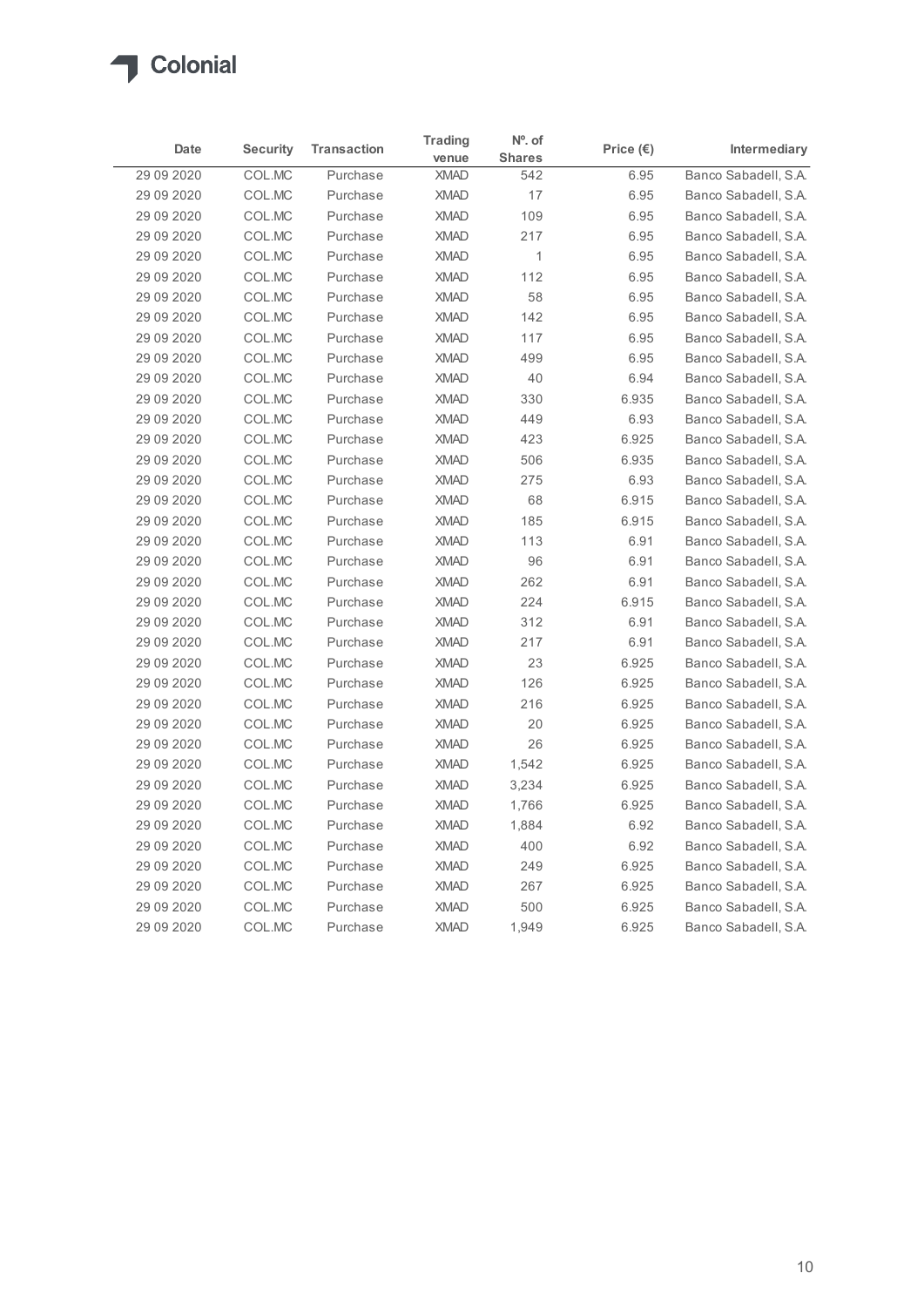| Date | Security | Transaction | Trading venue | Nº. of Shares | Price (€) | Intermediary |
|---|---|---|---|---|---|---|
| 29 09 2020 | COL.MC | Purchase | XMAD | 542 | 6.95 | Banco Sabadell, S.A. |
| 29 09 2020 | COL.MC | Purchase | XMAD | 17 | 6.95 | Banco Sabadell, S.A. |
| 29 09 2020 | COL.MC | Purchase | XMAD | 109 | 6.95 | Banco Sabadell, S.A. |
| 29 09 2020 | COL.MC | Purchase | XMAD | 217 | 6.95 | Banco Sabadell, S.A. |
| 29 09 2020 | COL.MC | Purchase | XMAD | 1 | 6.95 | Banco Sabadell, S.A. |
| 29 09 2020 | COL.MC | Purchase | XMAD | 112 | 6.95 | Banco Sabadell, S.A. |
| 29 09 2020 | COL.MC | Purchase | XMAD | 58 | 6.95 | Banco Sabadell, S.A. |
| 29 09 2020 | COL.MC | Purchase | XMAD | 142 | 6.95 | Banco Sabadell, S.A. |
| 29 09 2020 | COL.MC | Purchase | XMAD | 117 | 6.95 | Banco Sabadell, S.A. |
| 29 09 2020 | COL.MC | Purchase | XMAD | 499 | 6.95 | Banco Sabadell, S.A. |
| 29 09 2020 | COL.MC | Purchase | XMAD | 40 | 6.94 | Banco Sabadell, S.A. |
| 29 09 2020 | COL.MC | Purchase | XMAD | 330 | 6.935 | Banco Sabadell, S.A. |
| 29 09 2020 | COL.MC | Purchase | XMAD | 449 | 6.93 | Banco Sabadell, S.A. |
| 29 09 2020 | COL.MC | Purchase | XMAD | 423 | 6.925 | Banco Sabadell, S.A. |
| 29 09 2020 | COL.MC | Purchase | XMAD | 506 | 6.935 | Banco Sabadell, S.A. |
| 29 09 2020 | COL.MC | Purchase | XMAD | 275 | 6.93 | Banco Sabadell, S.A. |
| 29 09 2020 | COL.MC | Purchase | XMAD | 68 | 6.915 | Banco Sabadell, S.A. |
| 29 09 2020 | COL.MC | Purchase | XMAD | 185 | 6.915 | Banco Sabadell, S.A. |
| 29 09 2020 | COL.MC | Purchase | XMAD | 113 | 6.91 | Banco Sabadell, S.A. |
| 29 09 2020 | COL.MC | Purchase | XMAD | 96 | 6.91 | Banco Sabadell, S.A. |
| 29 09 2020 | COL.MC | Purchase | XMAD | 262 | 6.91 | Banco Sabadell, S.A. |
| 29 09 2020 | COL.MC | Purchase | XMAD | 224 | 6.915 | Banco Sabadell, S.A. |
| 29 09 2020 | COL.MC | Purchase | XMAD | 312 | 6.91 | Banco Sabadell, S.A. |
| 29 09 2020 | COL.MC | Purchase | XMAD | 217 | 6.91 | Banco Sabadell, S.A. |
| 29 09 2020 | COL.MC | Purchase | XMAD | 23 | 6.925 | Banco Sabadell, S.A. |
| 29 09 2020 | COL.MC | Purchase | XMAD | 126 | 6.925 | Banco Sabadell, S.A. |
| 29 09 2020 | COL.MC | Purchase | XMAD | 216 | 6.925 | Banco Sabadell, S.A. |
| 29 09 2020 | COL.MC | Purchase | XMAD | 20 | 6.925 | Banco Sabadell, S.A. |
| 29 09 2020 | COL.MC | Purchase | XMAD | 26 | 6.925 | Banco Sabadell, S.A. |
| 29 09 2020 | COL.MC | Purchase | XMAD | 1,542 | 6.925 | Banco Sabadell, S.A. |
| 29 09 2020 | COL.MC | Purchase | XMAD | 3,234 | 6.925 | Banco Sabadell, S.A. |
| 29 09 2020 | COL.MC | Purchase | XMAD | 1,766 | 6.925 | Banco Sabadell, S.A. |
| 29 09 2020 | COL.MC | Purchase | XMAD | 1,884 | 6.92 | Banco Sabadell, S.A. |
| 29 09 2020 | COL.MC | Purchase | XMAD | 400 | 6.92 | Banco Sabadell, S.A. |
| 29 09 2020 | COL.MC | Purchase | XMAD | 249 | 6.925 | Banco Sabadell, S.A. |
| 29 09 2020 | COL.MC | Purchase | XMAD | 267 | 6.925 | Banco Sabadell, S.A. |
| 29 09 2020 | COL.MC | Purchase | XMAD | 500 | 6.925 | Banco Sabadell, S.A. |
| 29 09 2020 | COL.MC | Purchase | XMAD | 1,949 | 6.925 | Banco Sabadell, S.A. |